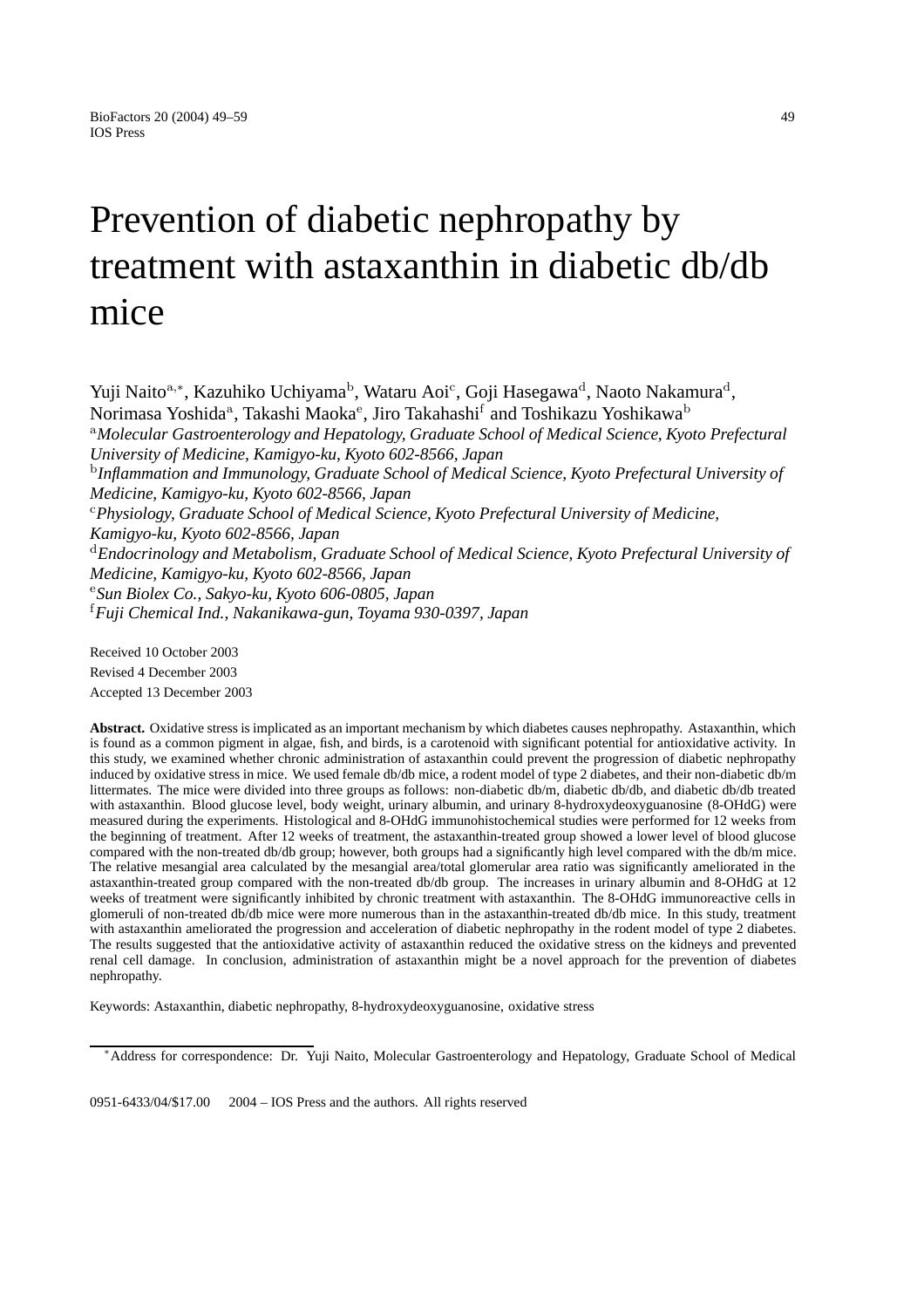# Prevention of diabetic nephropathy by treatment with astaxanthin in diabetic db/db mice

Yuji Naito[a,*], Kazuhiko Uchiyama[b], Wataru Aoi[c], Goji Hasegawa[d], Naoto Nakamura[d], Norimasa Yoshida[a], Takashi Maoka[e], Jiro Takahashi[f] and Toshikazu Yoshikawa[b]

[a] *Molecular Gastroenterology and Hepatology, Graduate School of Medical Science, Kyoto Prefectural University of Medicine, Kamigyo-ku, Kyoto 602-8566, Japan*

[b] *Inflammation and Immunology, Graduate School of Medical Science, Kyoto Prefectural University of Medicine, Kamigyo-ku, Kyoto 602-8566, Japan*

[c] *Physiology, Graduate School of Medical Science, Kyoto Prefectural University of Medicine, Kamigyo-ku, Kyoto 602-8566, Japan*

[d] *Endocrinology and Metabolism, Graduate School of Medical Science, Kyoto Prefectural University of Medicine, Kamigyo-ku, Kyoto 602-8566, Japan*

[e] *Sun Biolex Co., Sakyo-ku, Kyoto 606-0805, Japan*

[f] *Fuji Chemical Ind., Nakanikawa-gun, Toyama 930-0397, Japan*

Received 10 October 2003

Revised 4 December 2003

Accepted 13 December 2003

**Abstract.** Oxidative stress is implicated as an important mechanism by which diabetes causes nephropathy. Astaxanthin, which is found as a common pigment in algae, fish, and birds, is a carotenoid with significant potential for antioxidative activity. In this study, we examined whether chronic administration of astaxanthin could prevent the progression of diabetic nephropathy induced by oxidative stress in mice. We used female db/db mice, a rodent model of type 2 diabetes, and their non-diabetic db/m littermates. The mice were divided into three groups as follows: non-diabetic db/m, diabetic db/db, and diabetic db/db treated with astaxanthin. Blood glucose level, body weight, urinary albumin, and urinary 8-hydroxydeoxyguanosine (8-OHdG) were measured during the experiments. Histological and 8-OHdG immunohistochemical studies were performed for 12 weeks from the beginning of treatment. After 12 weeks of treatment, the astaxanthin-treated group showed a lower level of blood glucose compared with the non-treated db/db group; however, both groups had a significantly high level compared with the db/m mice. The relative mesangial area calculated by the mesangial area/total glomerular area ratio was significantly ameliorated in the astaxanthin-treated group compared with the non-treated db/db group. The increases in urinary albumin and 8-OHdG at 12 weeks of treatment were significantly inhibited by chronic treatment with astaxanthin. The 8-OHdG immunoreactive cells in glomeruli of non-treated db/db mice were more numerous than in the astaxanthin-treated db/db mice. In this study, treatment with astaxanthin ameliorated the progression and acceleration of diabetic nephropathy in the rodent model of type 2 diabetes. The results suggested that the antioxidative activity of astaxanthin reduced the oxidative stress on the kidneys and prevented renal cell damage. In conclusion, administration of astaxanthin might be a novel approach for the prevention of diabetes nephropathy.

Keywords: Astaxanthin, diabetic nephropathy, 8-hydroxydeoxyguanosine, oxidative stress

---

*Address for correspondence: Dr. Yuji Naito, Molecular Gastroenterology and Hepatology, Graduate School of Medical

0951-6433/04/$17.00 2004 – IOS Press and the authors. All rights reserved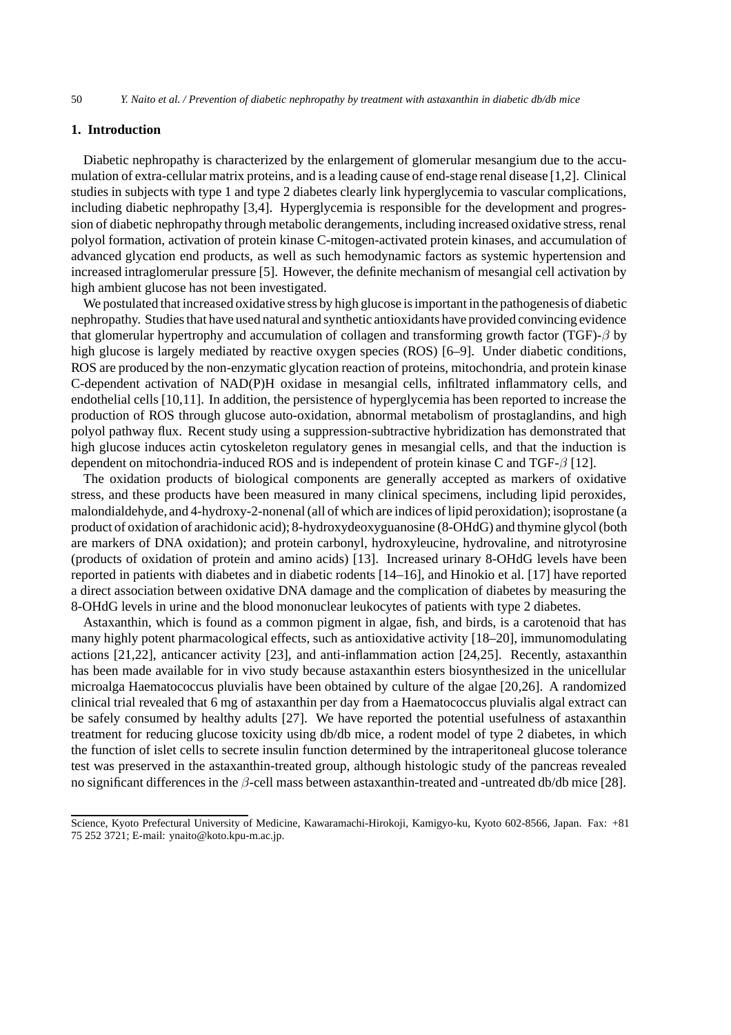## 1. Introduction

Diabetic nephropathy is characterized by the enlargement of glomerular mesangium due to the accumulation of extra-cellular matrix proteins, and is a leading cause of end-stage renal disease [1,2]. Clinical studies in subjects with type 1 and type 2 diabetes clearly link hyperglycemia to vascular complications, including diabetic nephropathy [3,4]. Hyperglycemia is responsible for the development and progression of diabetic nephropathy through metabolic derangements, including increased oxidative stress, renal polyol formation, activation of protein kinase C-mitogen-activated protein kinases, and accumulation of advanced glycation end products, as well as such hemodynamic factors as systemic hypertension and increased intraglomerular pressure [5]. However, the definite mechanism of mesangial cell activation by high ambient glucose has not been investigated.

We postulated that increased oxidative stress by high glucose is important in the pathogenesis of diabetic nephropathy. Studies that have used natural and synthetic antioxidants have provided convincing evidence that glomerular hypertrophy and accumulation of collagen and transforming growth factor (TGF)-$\beta$ by high glucose is largely mediated by reactive oxygen species (ROS) [6–9]. Under diabetic conditions, ROS are produced by the non-enzymatic glycation reaction of proteins, mitochondria, and protein kinase C-dependent activation of NAD(P)H oxidase in mesangial cells, infiltrated inflammatory cells, and endothelial cells [10,11]. In addition, the persistence of hyperglycemia has been reported to increase the production of ROS through glucose auto-oxidation, abnormal metabolism of prostaglandins, and high polyol pathway flux. Recent study using a suppression-subtractive hybridization has demonstrated that high glucose induces actin cytoskeleton regulatory genes in mesangial cells, and that the induction is dependent on mitochondria-induced ROS and is independent of protein kinase C and TGF-$\beta$ [12].

The oxidation products of biological components are generally accepted as markers of oxidative stress, and these products have been measured in many clinical specimens, including lipid peroxides, malondialdehyde, and 4-hydroxy-2-nonenal (all of which are indices of lipid peroxidation); isoprostane (a product of oxidation of arachidonic acid); 8-hydroxydeoxyguanosine (8-OHdG) and thymine glycol (both are markers of DNA oxidation); and protein carbonyl, hydroxyleucine, hydrovaline, and nitrotyrosine (products of oxidation of protein and amino acids) [13]. Increased urinary 8-OHdG levels have been reported in patients with diabetes and in diabetic rodents [14–16], and Hinokio et al. [17] have reported a direct association between oxidative DNA damage and the complication of diabetes by measuring the 8-OHdG levels in urine and the blood mononuclear leukocytes of patients with type 2 diabetes.

Astaxanthin, which is found as a common pigment in algae, fish, and birds, is a carotenoid that has many highly potent pharmacological effects, such as antioxidative activity [18–20], immunomodulating actions [21,22], anticancer activity [23], and anti-inflammation action [24,25]. Recently, astaxanthin has been made available for in vivo study because astaxanthin esters biosynthesized in the unicellular microalga Haematococcus pluvialis have been obtained by culture of the algae [20,26]. A randomized clinical trial revealed that 6 mg of astaxanthin per day from a Haematococcus pluvialis algal extract can be safely consumed by healthy adults [27]. We have reported the potential usefulness of astaxanthin treatment for reducing glucose toxicity using db/db mice, a rodent model of type 2 diabetes, in which the function of islet cells to secrete insulin function determined by the intraperitoneal glucose tolerance test was preserved in the astaxanthin-treated group, although histologic study of the pancreas revealed no significant differences in the $\beta$-cell mass between astaxanthin-treated and -untreated db/db mice [28].

Science, Kyoto Prefectural University of Medicine, Kawaramachi-Hirokoji, Kamigyo-ku, Kyoto 602-8566, Japan. Fax: +81 75 252 3721; E-mail: ynaito@koto.kpu-m.ac.jp.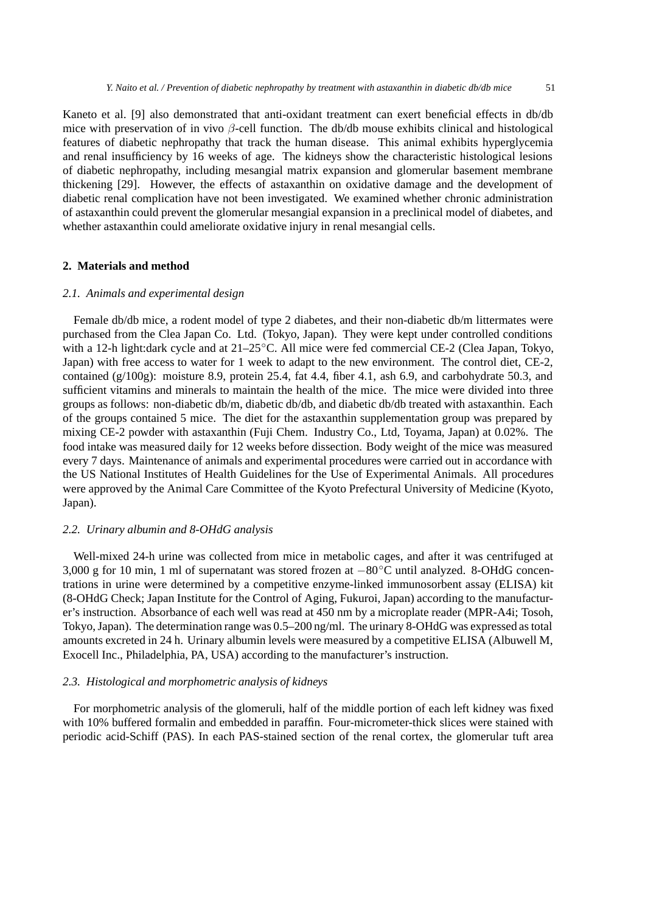Kaneto et al. [9] also demonstrated that anti-oxidant treatment can exert beneficial effects in db/db mice with preservation of in vivo $\beta$-cell function. The db/db mouse exhibits clinical and histological features of diabetic nephropathy that track the human disease. This animal exhibits hyperglycemia and renal insufficiency by 16 weeks of age. The kidneys show the characteristic histological lesions of diabetic nephropathy, including mesangial matrix expansion and glomerular basement membrane thickening [29]. However, the effects of astaxanthin on oxidative damage and the development of diabetic renal complication have not been investigated. We examined whether chronic administration of astaxanthin could prevent the glomerular mesangial expansion in a preclinical model of diabetes, and whether astaxanthin could ameliorate oxidative injury in renal mesangial cells.

## 2. Materials and method

### *2.1. Animals and experimental design*

Female db/db mice, a rodent model of type 2 diabetes, and their non-diabetic db/m littermates were purchased from the Clea Japan Co. Ltd. (Tokyo, Japan). They were kept under controlled conditions with a 12-h light:dark cycle and at 21–25°C. All mice were fed commercial CE-2 (Clea Japan, Tokyo, Japan) with free access to water for 1 week to adapt to the new environment. The control diet, CE-2, contained (g/100g): moisture 8.9, protein 25.4, fat 4.4, fiber 4.1, ash 6.9, and carbohydrate 50.3, and sufficient vitamins and minerals to maintain the health of the mice. The mice were divided into three groups as follows: non-diabetic db/m, diabetic db/db, and diabetic db/db treated with astaxanthin. Each of the groups contained 5 mice. The diet for the astaxanthin supplementation group was prepared by mixing CE-2 powder with astaxanthin (Fuji Chem. Industry Co., Ltd, Toyama, Japan) at 0.02%. The food intake was measured daily for 12 weeks before dissection. Body weight of the mice was measured every 7 days. Maintenance of animals and experimental procedures were carried out in accordance with the US National Institutes of Health Guidelines for the Use of Experimental Animals. All procedures were approved by the Animal Care Committee of the Kyoto Prefectural University of Medicine (Kyoto, Japan).

### *2.2. Urinary albumin and 8-OHdG analysis*

Well-mixed 24-h urine was collected from mice in metabolic cages, and after it was centrifuged at 3,000 g for 10 min, 1 ml of supernatant was stored frozen at −80°C until analyzed. 8-OHdG concentrations in urine were determined by a competitive enzyme-linked immunosorbent assay (ELISA) kit (8-OHdG Check; Japan Institute for the Control of Aging, Fukuroi, Japan) according to the manufacturer's instruction. Absorbance of each well was read at 450 nm by a microplate reader (MPR-A4i; Tosoh, Tokyo, Japan). The determination range was 0.5–200 ng/ml. The urinary 8-OHdG was expressed as total amounts excreted in 24 h. Urinary albumin levels were measured by a competitive ELISA (Albuwell M, Exocell Inc., Philadelphia, PA, USA) according to the manufacturer's instruction.

### *2.3. Histological and morphometric analysis of kidneys*

For morphometric analysis of the glomeruli, half of the middle portion of each left kidney was fixed with 10% buffered formalin and embedded in paraffin. Four-micrometer-thick slices were stained with periodic acid-Schiff (PAS). In each PAS-stained section of the renal cortex, the glomerular tuft area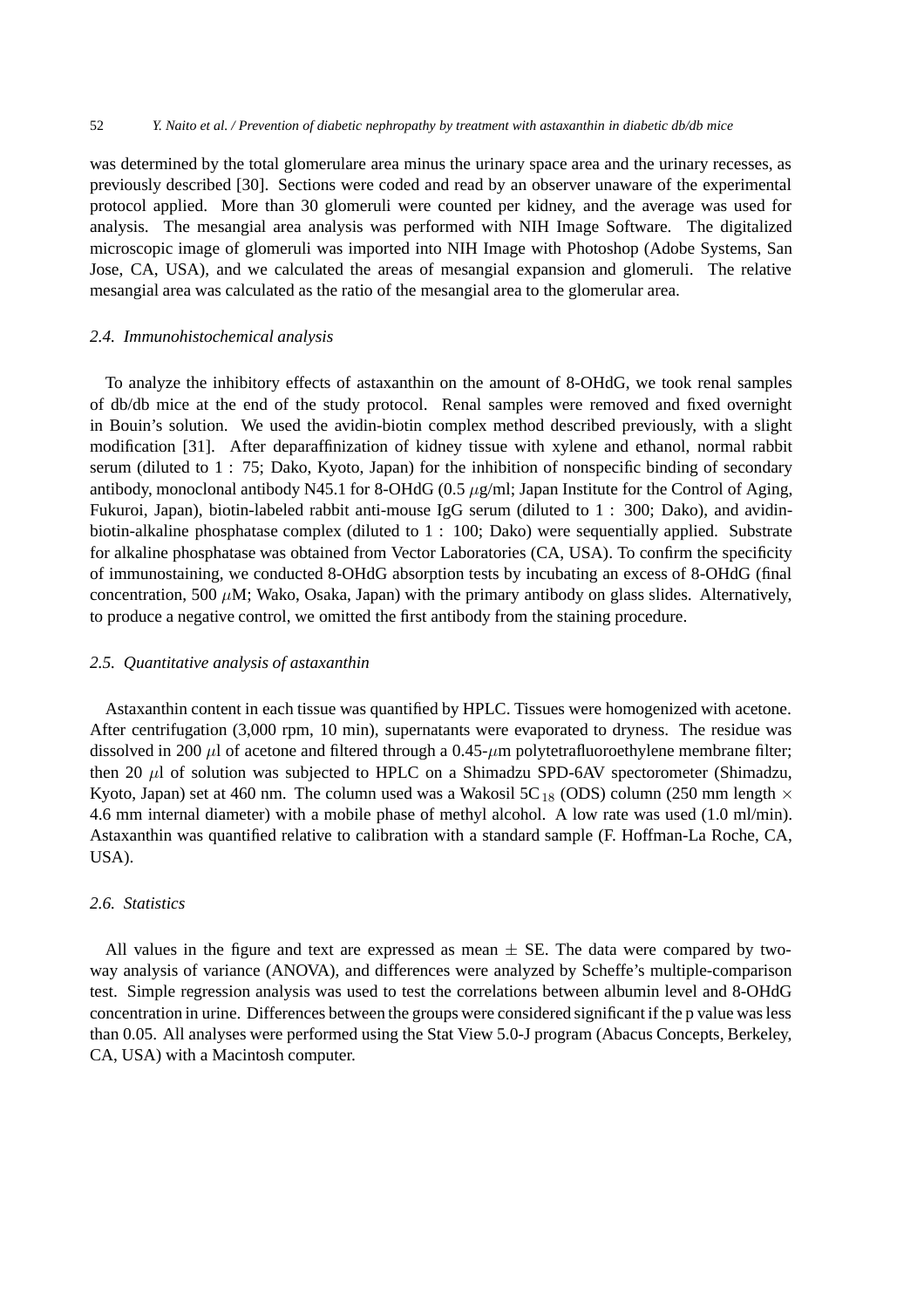was determined by the total glomerulare area minus the urinary space area and the urinary recesses, as previously described [30]. Sections were coded and read by an observer unaware of the experimental protocol applied. More than 30 glomeruli were counted per kidney, and the average was used for analysis. The mesangial area analysis was performed with NIH Image Software. The digitalized microscopic image of glomeruli was imported into NIH Image with Photoshop (Adobe Systems, San Jose, CA, USA), and we calculated the areas of mesangial expansion and glomeruli. The relative mesangial area was calculated as the ratio of the mesangial area to the glomerular area.

### *2.4. Immunohistochemical analysis*

To analyze the inhibitory effects of astaxanthin on the amount of 8-OHdG, we took renal samples of db/db mice at the end of the study protocol. Renal samples were removed and fixed overnight in Bouin's solution. We used the avidin-biotin complex method described previously, with a slight modification [31]. After deparaffinization of kidney tissue with xylene and ethanol, normal rabbit serum (diluted to 1 : 75; Dako, Kyoto, Japan) for the inhibition of nonspecific binding of secondary antibody, monoclonal antibody N45.1 for 8-OHdG (0.5 $\mu$g/ml; Japan Institute for the Control of Aging, Fukuroi, Japan), biotin-labeled rabbit anti-mouse IgG serum (diluted to 1 : 300; Dako), and avidin-biotin-alkaline phosphatase complex (diluted to 1 : 100; Dako) were sequentially applied. Substrate for alkaline phosphatase was obtained from Vector Laboratories (CA, USA). To confirm the specificity of immunostaining, we conducted 8-OHdG absorption tests by incubating an excess of 8-OHdG (final concentration, 500 $\mu$M; Wako, Osaka, Japan) with the primary antibody on glass slides. Alternatively, to produce a negative control, we omitted the first antibody from the staining procedure.

### *2.5. Quantitative analysis of astaxanthin*

Astaxanthin content in each tissue was quantified by HPLC. Tissues were homogenized with acetone. After centrifugation (3,000 rpm, 10 min), supernatants were evaporated to dryness. The residue was dissolved in 200 $\mu$l of acetone and filtered through a 0.45-$\mu$m polytetrafluoroethylene membrane filter; then 20 $\mu$l of solution was subjected to HPLC on a Shimadzu SPD-6AV spectorometer (Shimadzu, Kyoto, Japan) set at 460 nm. The column used was a Wakosil $5C_{18}$ (ODS) column (250 mm length $\times$ 4.6 mm internal diameter) with a mobile phase of methyl alcohol. A low rate was used (1.0 ml/min). Astaxanthin was quantified relative to calibration with a standard sample (F. Hoffman-La Roche, CA, USA).

### *2.6. Statistics*

All values in the figure and text are expressed as mean $\pm$ SE. The data were compared by two-way analysis of variance (ANOVA), and differences were analyzed by Scheffe's multiple-comparison test. Simple regression analysis was used to test the correlations between albumin level and 8-OHdG concentration in urine. Differences between the groups were considered significant if the p value was less than 0.05. All analyses were performed using the Stat View 5.0-J program (Abacus Concepts, Berkeley, CA, USA) with a Macintosh computer.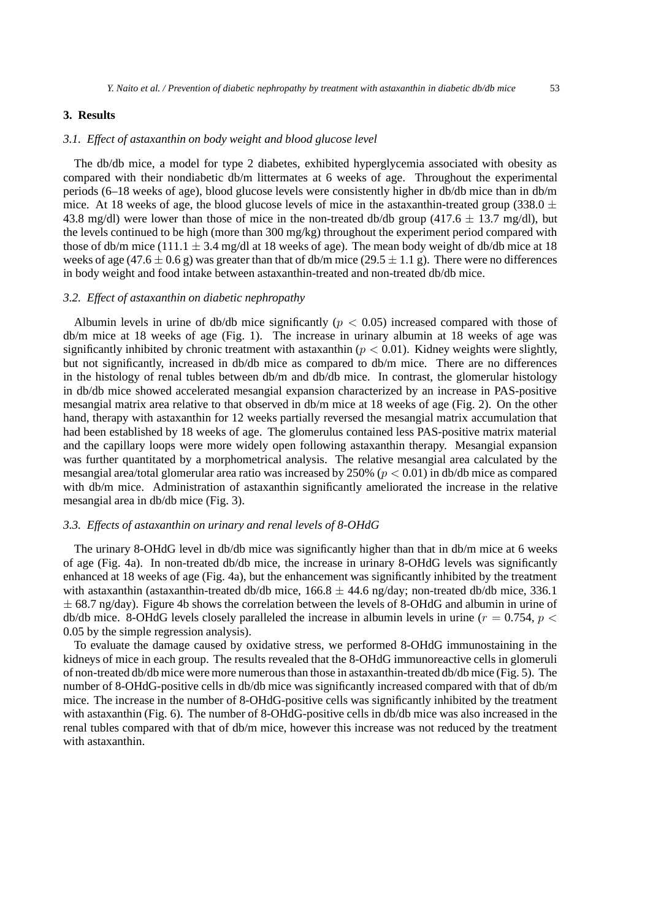## 3. Results

### *3.1. Effect of astaxanthin on body weight and blood glucose level*

The db/db mice, a model for type 2 diabetes, exhibited hyperglycemia associated with obesity as compared with their nondiabetic db/m littermates at 6 weeks of age. Throughout the experimental periods (6–18 weeks of age), blood glucose levels were consistently higher in db/db mice than in db/m mice. At 18 weeks of age, the blood glucose levels of mice in the astaxanthin-treated group (338.0 $\pm$ 43.8 mg/dl) were lower than those of mice in the non-treated db/db group (417.6 $\pm$ 13.7 mg/dl), but the levels continued to be high (more than 300 mg/kg) throughout the experiment period compared with those of db/m mice (111.1 $\pm$ 3.4 mg/dl at 18 weeks of age). The mean body weight of db/db mice at 18 weeks of age (47.6 $\pm$ 0.6 g) was greater than that of db/m mice (29.5 $\pm$ 1.1 g). There were no differences in body weight and food intake between astaxanthin-treated and non-treated db/db mice.

### *3.2. Effect of astaxanthin on diabetic nephropathy*

Albumin levels in urine of db/db mice significantly ($p < 0.05$) increased compared with those of db/m mice at 18 weeks of age (Fig. 1). The increase in urinary albumin at 18 weeks of age was significantly inhibited by chronic treatment with astaxanthin ($p < 0.01$). Kidney weights were slightly, but not significantly, increased in db/db mice as compared to db/m mice. There are no differences in the histology of renal tubles between db/m and db/db mice. In contrast, the glomerular histology in db/db mice showed accelerated mesangial expansion characterized by an increase in PAS-positive mesangial matrix area relative to that observed in db/m mice at 18 weeks of age (Fig. 2). On the other hand, therapy with astaxanthin for 12 weeks partially reversed the mesangial matrix accumulation that had been established by 18 weeks of age. The glomerulus contained less PAS-positive matrix material and the capillary loops were more widely open following astaxanthin therapy. Mesangial expansion was further quantitated by a morphometrical analysis. The relative mesangial area calculated by the mesangial area/total glomerular area ratio was increased by 250% ($p < 0.01$) in db/db mice as compared with db/m mice. Administration of astaxanthin significantly ameliorated the increase in the relative mesangial area in db/db mice (Fig. 3).

### *3.3. Effects of astaxanthin on urinary and renal levels of 8-OHdG*

The urinary 8-OHdG level in db/db mice was significantly higher than that in db/m mice at 6 weeks of age (Fig. 4a). In non-treated db/db mice, the increase in urinary 8-OHdG levels was significantly enhanced at 18 weeks of age (Fig. 4a), but the enhancement was significantly inhibited by the treatment with astaxanthin (astaxanthin-treated db/db mice, 166.8 $\pm$ 44.6 ng/day; non-treated db/db mice, 336.1 $\pm$ 68.7 ng/day). Figure 4b shows the correlation between the levels of 8-OHdG and albumin in urine of db/db mice. 8-OHdG levels closely paralleled the increase in albumin levels in urine ($r = 0.754$, $p <$ 0.05 by the simple regression analysis).

To evaluate the damage caused by oxidative stress, we performed 8-OHdG immunostaining in the kidneys of mice in each group. The results revealed that the 8-OHdG immunoreactive cells in glomeruli of non-treated db/db mice were more numerous than those in astaxanthin-treated db/db mice (Fig. 5). The number of 8-OHdG-positive cells in db/db mice was significantly increased compared with that of db/m mice. The increase in the number of 8-OHdG-positive cells was significantly inhibited by the treatment with astaxanthin (Fig. 6). The number of 8-OHdG-positive cells in db/db mice was also increased in the renal tubles compared with that of db/m mice, however this increase was not reduced by the treatment with astaxanthin.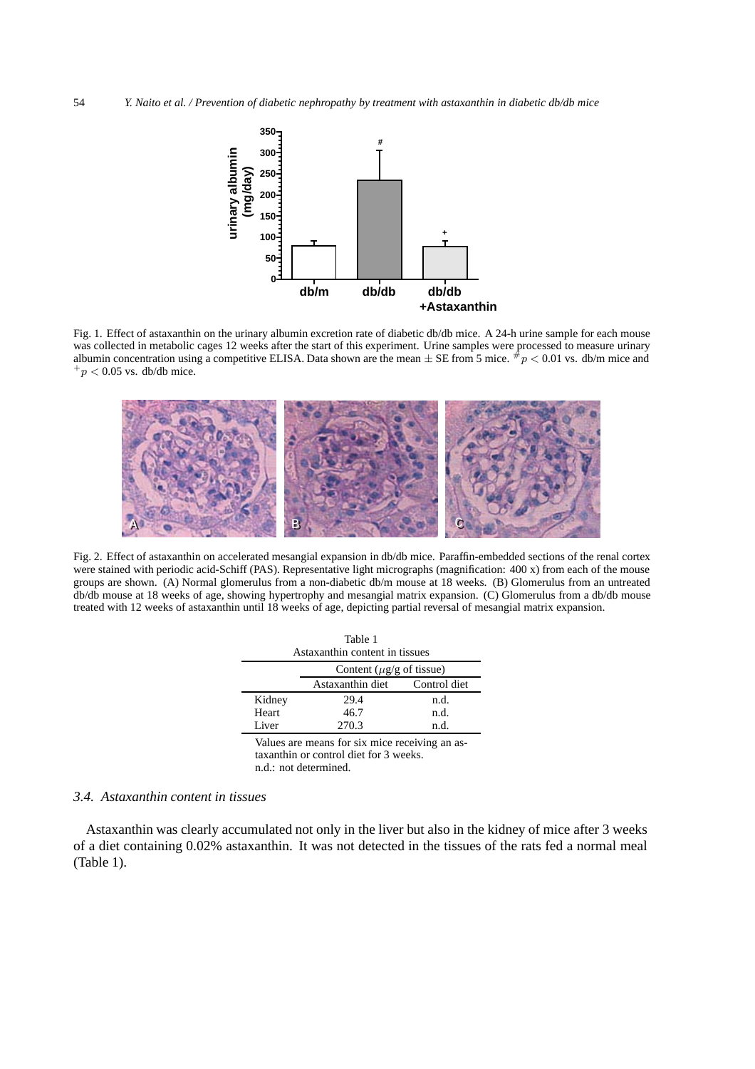Fig. 1. Effect of astaxanthin on the urinary albumin excretion rate of diabetic db/db mice. A 24-h urine sample for each mouse was collected in metabolic cages 12 weeks after the start of this experiment. Urine samples were processed to measure urinary albumin concentration using a competitive ELISA. Data shown are the mean ± SE from 5 mice. $^{\#}p < 0.01$ vs. db/m mice and $^{+}p < 0.05$ vs. db/db mice.

Fig. 2. Effect of astaxanthin on accelerated mesangial expansion in db/db mice. Paraffin-embedded sections of the renal cortex were stained with periodic acid-Schiff (PAS). Representative light micrographs (magnification: 400 x) from each of the mouse groups are shown. (A) Normal glomerulus from a non-diabetic db/m mouse at 18 weeks. (B) Glomerulus from an untreated db/db mouse at 18 weeks of age, showing hypertrophy and mesangial matrix expansion. (C) Glomerulus from a db/db mouse treated with 12 weeks of astaxanthin until 18 weeks of age, depicting partial reversal of mesangial matrix expansion.

Table 1
Astaxanthin content in tissues

| | Content ($\mu$g/g of tissue) | |
|---|---|---|
| | Astaxanthin diet | Control diet |
| Kidney | 29.4 | n.d. |
| Heart | 46.7 | n.d. |
| Liver | 270.3 | n.d. |

Values are means for six mice receiving an astaxanthin or control diet for 3 weeks.
n.d.: not determined.

### *3.4. Astaxanthin content in tissues*

Astaxanthin was clearly accumulated not only in the liver but also in the kidney of mice after 3 weeks of a diet containing 0.02% astaxanthin. It was not detected in the tissues of the rats fed a normal meal (Table 1).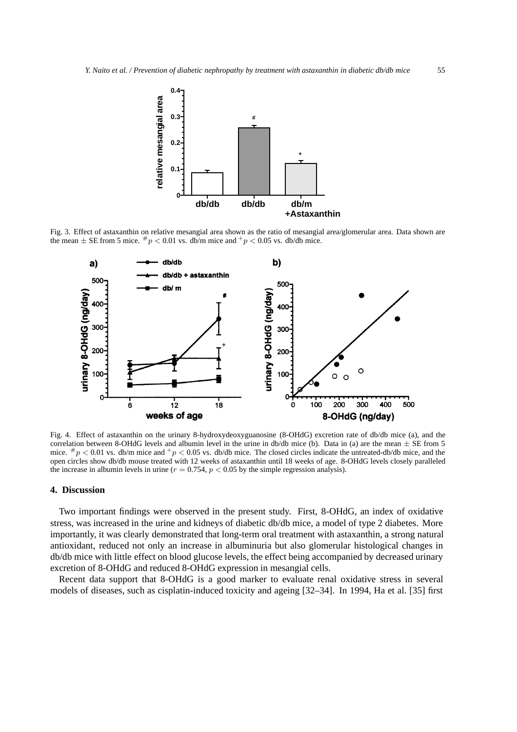Fig. 3. Effect of astaxanthin on relative mesangial area shown as the ratio of mesangial area/glomerular area. Data shown are the mean ± SE from 5 mice. $^{\#}p < 0.01$ vs. db/m mice and $^{+}p < 0.05$ vs. db/db mice.

Fig. 4. Effect of astaxanthin on the urinary 8-hydroxydeoxyguanosine (8-OHdG) excretion rate of db/db mice (a), and the correlation between 8-OHdG levels and albumin level in the urine in db/db mice (b). Data in (a) are the mean ± SE from 5 mice. $^{\#}p < 0.01$ vs. db/m mice and $^{+}p < 0.05$ vs. db/db mice. The closed circles indicate the untreated-db/db mice, and the open circles show db/db mouse treated with 12 weeks of astaxanthin until 18 weeks of age. 8-OHdG levels closely paralleled the increase in albumin levels in urine ($r = 0.754$, $p < 0.05$ by the simple regression analysis).

## 4. Discussion

Two important findings were observed in the present study. First, 8-OHdG, an index of oxidative stress, was increased in the urine and kidneys of diabetic db/db mice, a model of type 2 diabetes. More importantly, it was clearly demonstrated that long-term oral treatment with astaxanthin, a strong natural antioxidant, reduced not only an increase in albuminuria but also glomerular histological changes in db/db mice with little effect on blood glucose levels, the effect being accompanied by decreased urinary excretion of 8-OHdG and reduced 8-OHdG expression in mesangial cells.

Recent data support that 8-OHdG is a good marker to evaluate renal oxidative stress in several models of diseases, such as cisplatin-induced toxicity and ageing [32–34]. In 1994, Ha et al. [35] first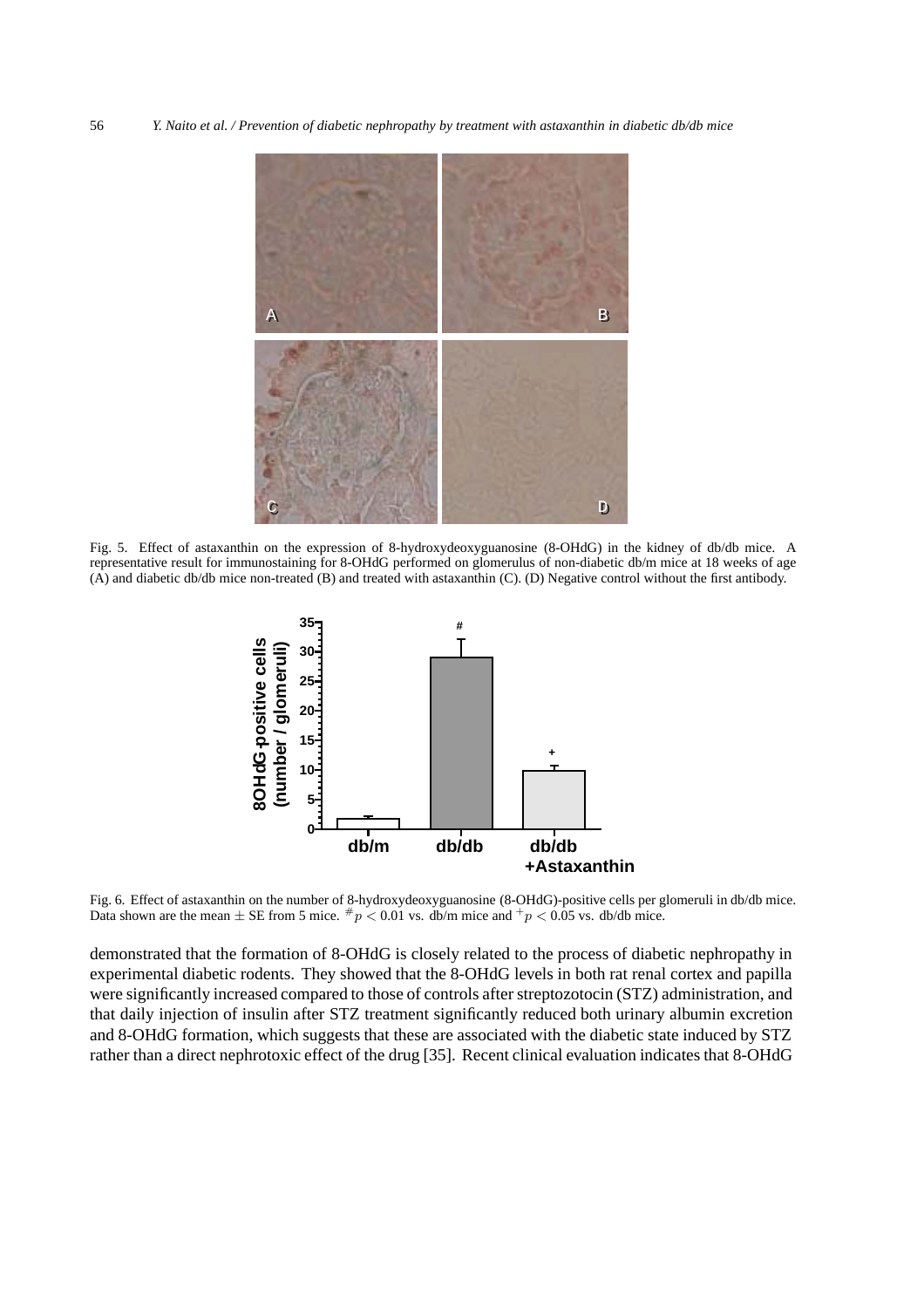Fig. 5. Effect of astaxanthin on the expression of 8-hydroxydeoxyguanosine (8-OHdG) in the kidney of db/db mice. A representative result for immunostaining for 8-OHdG performed on glomerulus of non-diabetic db/m mice at 18 weeks of age (A) and diabetic db/db mice non-treated (B) and treated with astaxanthin (C). (D) Negative control without the first antibody.

Fig. 6. Effect of astaxanthin on the number of 8-hydroxydeoxyguanosine (8-OHdG)-positive cells per glomeruli in db/db mice. Data shown are the mean ± SE from 5 mice. $^{\#}p < 0.01$ vs. db/m mice and $^{+}p < 0.05$ vs. db/db mice.

demonstrated that the formation of 8-OHdG is closely related to the process of diabetic nephropathy in experimental diabetic rodents. They showed that the 8-OHdG levels in both rat renal cortex and papilla were significantly increased compared to those of controls after streptozotocin (STZ) administration, and that daily injection of insulin after STZ treatment significantly reduced both urinary albumin excretion and 8-OHdG formation, which suggests that these are associated with the diabetic state induced by STZ rather than a direct nephrotoxic effect of the drug [35]. Recent clinical evaluation indicates that 8-OHdG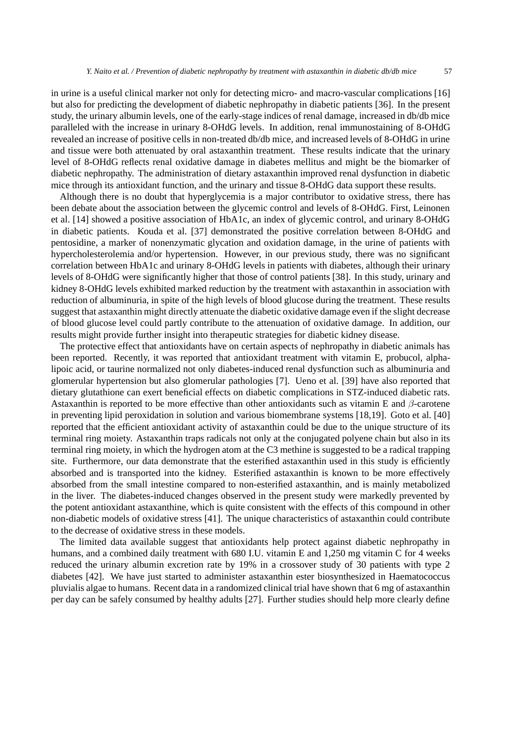in urine is a useful clinical marker not only for detecting micro- and macro-vascular complications [16] but also for predicting the development of diabetic nephropathy in diabetic patients [36]. In the present study, the urinary albumin levels, one of the early-stage indices of renal damage, increased in db/db mice paralleled with the increase in urinary 8-OHdG levels. In addition, renal immunostaining of 8-OHdG revealed an increase of positive cells in non-treated db/db mice, and increased levels of 8-OHdG in urine and tissue were both attenuated by oral astaxanthin treatment. These results indicate that the urinary level of 8-OHdG reflects renal oxidative damage in diabetes mellitus and might be the biomarker of diabetic nephropathy. The administration of dietary astaxanthin improved renal dysfunction in diabetic mice through its antioxidant function, and the urinary and tissue 8-OHdG data support these results.

Although there is no doubt that hyperglycemia is a major contributor to oxidative stress, there has been debate about the association between the glycemic control and levels of 8-OHdG. First, Leinonen et al. [14] showed a positive association of HbA1c, an index of glycemic control, and urinary 8-OHdG in diabetic patients. Kouda et al. [37] demonstrated the positive correlation between 8-OHdG and pentosidine, a marker of nonenzymatic glycation and oxidation damage, in the urine of patients with hypercholesterolemia and/or hypertension. However, in our previous study, there was no significant correlation between HbA1c and urinary 8-OHdG levels in patients with diabetes, although their urinary levels of 8-OHdG were significantly higher that those of control patients [38]. In this study, urinary and kidney 8-OHdG levels exhibited marked reduction by the treatment with astaxanthin in association with reduction of albuminuria, in spite of the high levels of blood glucose during the treatment. These results suggest that astaxanthin might directly attenuate the diabetic oxidative damage even if the slight decrease of blood glucose level could partly contribute to the attenuation of oxidative damage. In addition, our results might provide further insight into therapeutic strategies for diabetic kidney disease.

The protective effect that antioxidants have on certain aspects of nephropathy in diabetic animals has been reported. Recently, it was reported that antioxidant treatment with vitamin E, probucol, alpha-lipoic acid, or taurine normalized not only diabetes-induced renal dysfunction such as albuminuria and glomerular hypertension but also glomerular pathologies [7]. Ueno et al. [39] have also reported that dietary glutathione can exert beneficial effects on diabetic complications in STZ-induced diabetic rats. Astaxanthin is reported to be more effective than other antioxidants such as vitamin E and $\beta$-carotene in preventing lipid peroxidation in solution and various biomembrane systems [18,19]. Goto et al. [40] reported that the efficient antioxidant activity of astaxanthin could be due to the unique structure of its terminal ring moiety. Astaxanthin traps radicals not only at the conjugated polyene chain but also in its terminal ring moiety, in which the hydrogen atom at the C3 methine is suggested to be a radical trapping site. Furthermore, our data demonstrate that the esterified astaxanthin used in this study is efficiently absorbed and is transported into the kidney. Esterified astaxanthin is known to be more effectively absorbed from the small intestine compared to non-esterified astaxanthin, and is mainly metabolized in the liver. The diabetes-induced changes observed in the present study were markedly prevented by the potent antioxidant astaxanthine, which is quite consistent with the effects of this compound in other non-diabetic models of oxidative stress [41]. The unique characteristics of astaxanthin could contribute to the decrease of oxidative stress in these models.

The limited data available suggest that antioxidants help protect against diabetic nephropathy in humans, and a combined daily treatment with 680 I.U. vitamin E and 1,250 mg vitamin C for 4 weeks reduced the urinary albumin excretion rate by 19% in a crossover study of 30 patients with type 2 diabetes [42]. We have just started to administer astaxanthin ester biosynthesized in Haematococcus pluvialis algae to humans. Recent data in a randomized clinical trial have shown that 6 mg of astaxanthin per day can be safely consumed by healthy adults [27]. Further studies should help more clearly define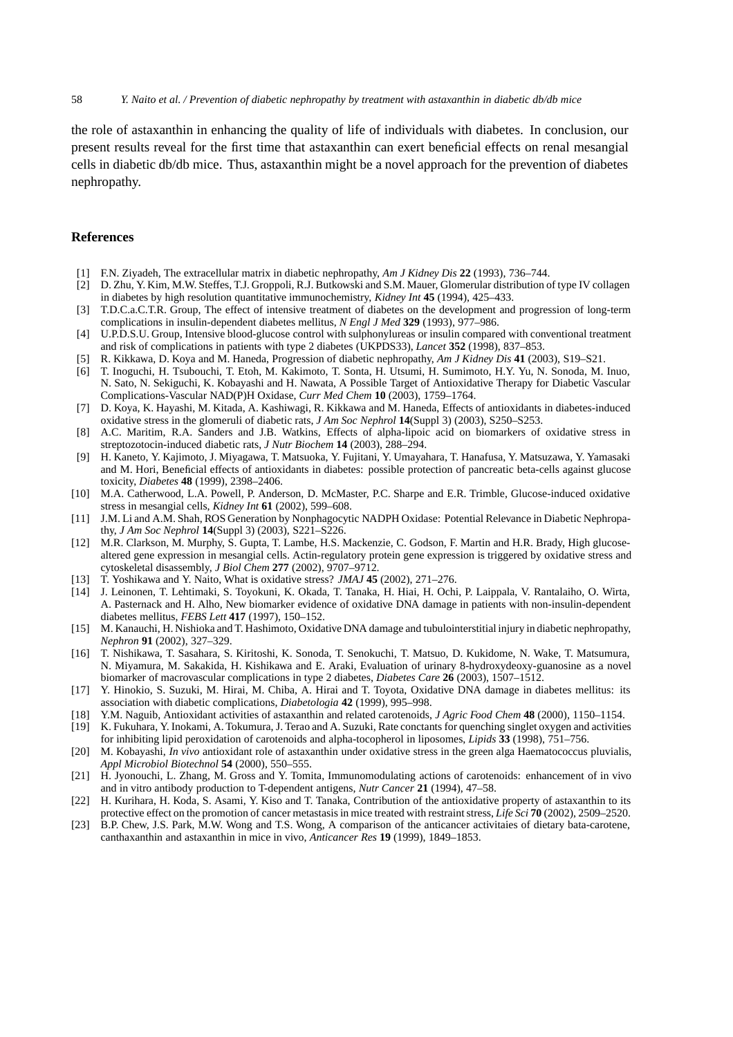the role of astaxanthin in enhancing the quality of life of individuals with diabetes. In conclusion, our present results reveal for the first time that astaxanthin can exert beneficial effects on renal mesangial cells in diabetic db/db mice. Thus, astaxanthin might be a novel approach for the prevention of diabetes nephropathy.

## References

[1] F.N. Ziyadeh, The extracellular matrix in diabetic nephropathy, *Am J Kidney Dis* **22** (1993), 736–744.

[2] D. Zhu, Y. Kim, M.W. Steffes, T.J. Groppoli, R.J. Butkowski and S.M. Mauer, Glomerular distribution of type IV collagen in diabetes by high resolution quantitative immunochemistry, *Kidney Int* **45** (1994), 425–433.

[3] T.D.C.a.C.T.R. Group, The effect of intensive treatment of diabetes on the development and progression of long-term complications in insulin-dependent diabetes mellitus, *N Engl J Med* **329** (1993), 977–986.

[4] U.P.D.S.U. Group, Intensive blood-glucose control with sulphonylureas or insulin compared with conventional treatment and risk of complications in patients with type 2 diabetes (UKPDS33), *Lancet* **352** (1998), 837–853.

[5] R. Kikkawa, D. Koya and M. Haneda, Progression of diabetic nephropathy, *Am J Kidney Dis* **41** (2003), S19–S21.

[6] T. Inoguchi, H. Tsubouchi, T. Etoh, M. Kakimoto, T. Sonta, H. Utsumi, H. Sumimoto, H.Y. Yu, N. Sonoda, M. Inuo, N. Sato, N. Sekiguchi, K. Kobayashi and H. Nawata, A Possible Target of Antioxidative Therapy for Diabetic Vascular Complications-Vascular NAD(P)H Oxidase, *Curr Med Chem* **10** (2003), 1759–1764.

[7] D. Koya, K. Hayashi, M. Kitada, A. Kashiwagi, R. Kikkawa and M. Haneda, Effects of antioxidants in diabetes-induced oxidative stress in the glomeruli of diabetic rats, *J Am Soc Nephrol* **14**(Suppl 3) (2003), S250–S253.

[8] A.C. Maritim, R.A. Sanders and J.B. Watkins, Effects of alpha-lipoic acid on biomarkers of oxidative stress in streptozotocin-induced diabetic rats, *J Nutr Biochem* **14** (2003), 288–294.

[9] H. Kaneto, Y. Kajimoto, J. Miyagawa, T. Matsuoka, Y. Fujitani, Y. Umayahara, T. Hanafusa, Y. Matsuzawa, Y. Yamasaki and M. Hori, Beneficial effects of antioxidants in diabetes: possible protection of pancreatic beta-cells against glucose toxicity, *Diabetes* **48** (1999), 2398–2406.

[10] M.A. Catherwood, L.A. Powell, P. Anderson, D. McMaster, P.C. Sharpe and E.R. Trimble, Glucose-induced oxidative stress in mesangial cells, *Kidney Int* **61** (2002), 599–608.

[11] J.M. Li and A.M. Shah, ROS Generation by Nonphagocytic NADPH Oxidase: Potential Relevance in Diabetic Nephropathy, *J Am Soc Nephrol* **14**(Suppl 3) (2003), S221–S226.

[12] M.R. Clarkson, M. Murphy, S. Gupta, T. Lambe, H.S. Mackenzie, C. Godson, F. Martin and H.R. Brady, High glucose-altered gene expression in mesangial cells. Actin-regulatory protein gene expression is triggered by oxidative stress and cytoskeletal disassembly, *J Biol Chem* **277** (2002), 9707–9712.

[13] T. Yoshikawa and Y. Naito, What is oxidative stress? *JMAJ* **45** (2002), 271–276.

[14] J. Leinonen, T. Lehtimaki, S. Toyokuni, K. Okada, T. Tanaka, H. Hiai, H. Ochi, P. Laippala, V. Rantalaiho, O. Wirta, A. Pasternack and H. Alho, New biomarker evidence of oxidative DNA damage in patients with non-insulin-dependent diabetes mellitus, *FEBS Lett* **417** (1997), 150–152.

[15] M. Kanauchi, H. Nishioka and T. Hashimoto, Oxidative DNA damage and tubulointerstitial injury in diabetic nephropathy, *Nephron* **91** (2002), 327–329.

[16] T. Nishikawa, T. Sasahara, S. Kiritoshi, K. Sonoda, T. Senokuchi, T. Matsuo, D. Kukidome, N. Wake, T. Matsumura, N. Miyamura, M. Sakakida, H. Kishikawa and E. Araki, Evaluation of urinary 8-hydroxydeoxy-guanosine as a novel biomarker of macrovascular complications in type 2 diabetes, *Diabetes Care* **26** (2003), 1507–1512.

[17] Y. Hinokio, S. Suzuki, M. Hirai, M. Chiba, A. Hirai and T. Toyota, Oxidative DNA damage in diabetes mellitus: its association with diabetic complications, *Diabetologia* **42** (1999), 995–998.

[18] Y.M. Naguib, Antioxidant activities of astaxanthin and related carotenoids, *J Agric Food Chem* **48** (2000), 1150–1154.

[19] K. Fukuhara, Y. Inokami, A. Tokumura, J. Terao and A. Suzuki, Rate conctants for quenching singlet oxygen and activities for inhibiting lipid peroxidation of carotenoids and alpha-tocopherol in liposomes, *Lipids* **33** (1998), 751–756.

[20] M. Kobayashi, *In vivo* antioxidant role of astaxanthin under oxidative stress in the green alga Haematococcus pluvialis, *Appl Microbiol Biotechnol* **54** (2000), 550–555.

[21] H. Jyonouchi, L. Zhang, M. Gross and Y. Tomita, Immunomodulating actions of carotenoids: enhancement of in vivo and in vitro antibody production to T-dependent antigens, *Nutr Cancer* **21** (1994), 47–58.

[22] H. Kurihara, H. Koda, S. Asami, Y. Kiso and T. Tanaka, Contribution of the antioxidative property of astaxanthin to its protective effect on the promotion of cancer metastasis in mice treated with restraint stress, *Life Sci* **70** (2002), 2509–2520.

[23] B.P. Chew, J.S. Park, M.W. Wong and T.S. Wong, A comparison of the anticancer activitaies of dietary bata-carotene, canthaxanthin and astaxanthin in mice in vivo, *Anticancer Res* **19** (1999), 1849–1853.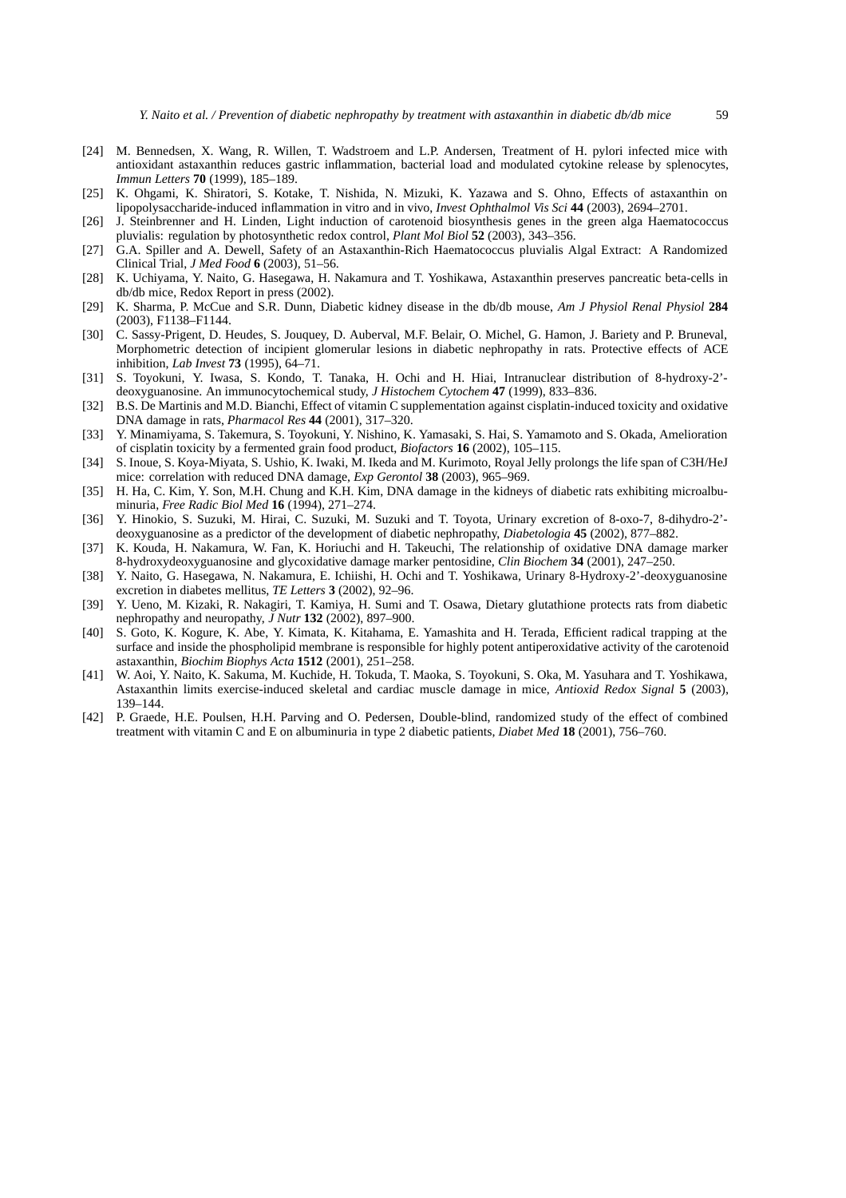[24] M. Bennedsen, X. Wang, R. Willen, T. Wadstroem and L.P. Andersen, Treatment of H. pylori infected mice with antioxidant astaxanthin reduces gastric inflammation, bacterial load and modulated cytokine release by splenocytes, *Immun Letters* **70** (1999), 185–189.

[25] K. Ohgami, K. Shiratori, S. Kotake, T. Nishida, N. Mizuki, K. Yazawa and S. Ohno, Effects of astaxanthin on lipopolysaccharide-induced inflammation in vitro and in vivo, *Invest Ophthalmol Vis Sci* **44** (2003), 2694–2701.

[26] J. Steinbrenner and H. Linden, Light induction of carotenoid biosynthesis genes in the green alga Haematococcus pluvialis: regulation by photosynthetic redox control, *Plant Mol Biol* **52** (2003), 343–356.

[27] G.A. Spiller and A. Dewell, Safety of an Astaxanthin-Rich Haematococcus pluvialis Algal Extract: A Randomized Clinical Trial, *J Med Food* **6** (2003), 51–56.

[28] K. Uchiyama, Y. Naito, G. Hasegawa, H. Nakamura and T. Yoshikawa, Astaxanthin preserves pancreatic beta-cells in db/db mice, Redox Report in press (2002).

[29] K. Sharma, P. McCue and S.R. Dunn, Diabetic kidney disease in the db/db mouse, *Am J Physiol Renal Physiol* **284** (2003), F1138–F1144.

[30] C. Sassy-Prigent, D. Heudes, S. Jouquey, D. Auberval, M.F. Belair, O. Michel, G. Hamon, J. Bariety and P. Bruneval, Morphometric detection of incipient glomerular lesions in diabetic nephropathy in rats. Protective effects of ACE inhibition, *Lab Invest* **73** (1995), 64–71.

[31] S. Toyokuni, Y. Iwasa, S. Kondo, T. Tanaka, H. Ochi and H. Hiai, Intranuclear distribution of 8-hydroxy-2'-deoxyguanosine. An immunocytochemical study, *J Histochem Cytochem* **47** (1999), 833–836.

[32] B.S. De Martinis and M.D. Bianchi, Effect of vitamin C supplementation against cisplatin-induced toxicity and oxidative DNA damage in rats, *Pharmacol Res* **44** (2001), 317–320.

[33] Y. Minamiyama, S. Takemura, S. Toyokuni, Y. Nishino, K. Yamasaki, S. Hai, S. Yamamoto and S. Okada, Amelioration of cisplatin toxicity by a fermented grain food product, *Biofactors* **16** (2002), 105–115.

[34] S. Inoue, S. Koya-Miyata, S. Ushio, K. Iwaki, M. Ikeda and M. Kurimoto, Royal Jelly prolongs the life span of C3H/HeJ mice: correlation with reduced DNA damage, *Exp Gerontol* **38** (2003), 965–969.

[35] H. Ha, C. Kim, Y. Son, M.H. Chung and K.H. Kim, DNA damage in the kidneys of diabetic rats exhibiting microalbuminuria, *Free Radic Biol Med* **16** (1994), 271–274.

[36] Y. Hinokio, S. Suzuki, M. Hirai, C. Suzuki, M. Suzuki and T. Toyota, Urinary excretion of 8-oxo-7, 8-dihydro-2'-deoxyguanosine as a predictor of the development of diabetic nephropathy, *Diabetologia* **45** (2002), 877–882.

[37] K. Kouda, H. Nakamura, W. Fan, K. Horiuchi and H. Takeuchi, The relationship of oxidative DNA damage marker 8-hydroxydeoxyguanosine and glycoxidative damage marker pentosidine, *Clin Biochem* **34** (2001), 247–250.

[38] Y. Naito, G. Hasegawa, N. Nakamura, E. Ichiishi, H. Ochi and T. Yoshikawa, Urinary 8-Hydroxy-2'-deoxyguanosine excretion in diabetes mellitus, *TE Letters* **3** (2002), 92–96.

[39] Y. Ueno, M. Kizaki, R. Nakagiri, T. Kamiya, H. Sumi and T. Osawa, Dietary glutathione protects rats from diabetic nephropathy and neuropathy, *J Nutr* **132** (2002), 897–900.

[40] S. Goto, K. Kogure, K. Abe, Y. Kimata, K. Kitahama, E. Yamashita and H. Terada, Efficient radical trapping at the surface and inside the phospholipid membrane is responsible for highly potent antiperoxidative activity of the carotenoid astaxanthin, *Biochim Biophys Acta* **1512** (2001), 251–258.

[41] W. Aoi, Y. Naito, K. Sakuma, M. Kuchide, H. Tokuda, T. Maoka, S. Toyokuni, S. Oka, M. Yasuhara and T. Yoshikawa, Astaxanthin limits exercise-induced skeletal and cardiac muscle damage in mice, *Antioxid Redox Signal* **5** (2003), 139–144.

[42] P. Graede, H.E. Poulsen, H.H. Parving and O. Pedersen, Double-blind, randomized study of the effect of combined treatment with vitamin C and E on albuminuria in type 2 diabetic patients, *Diabet Med* **18** (2001), 756–760.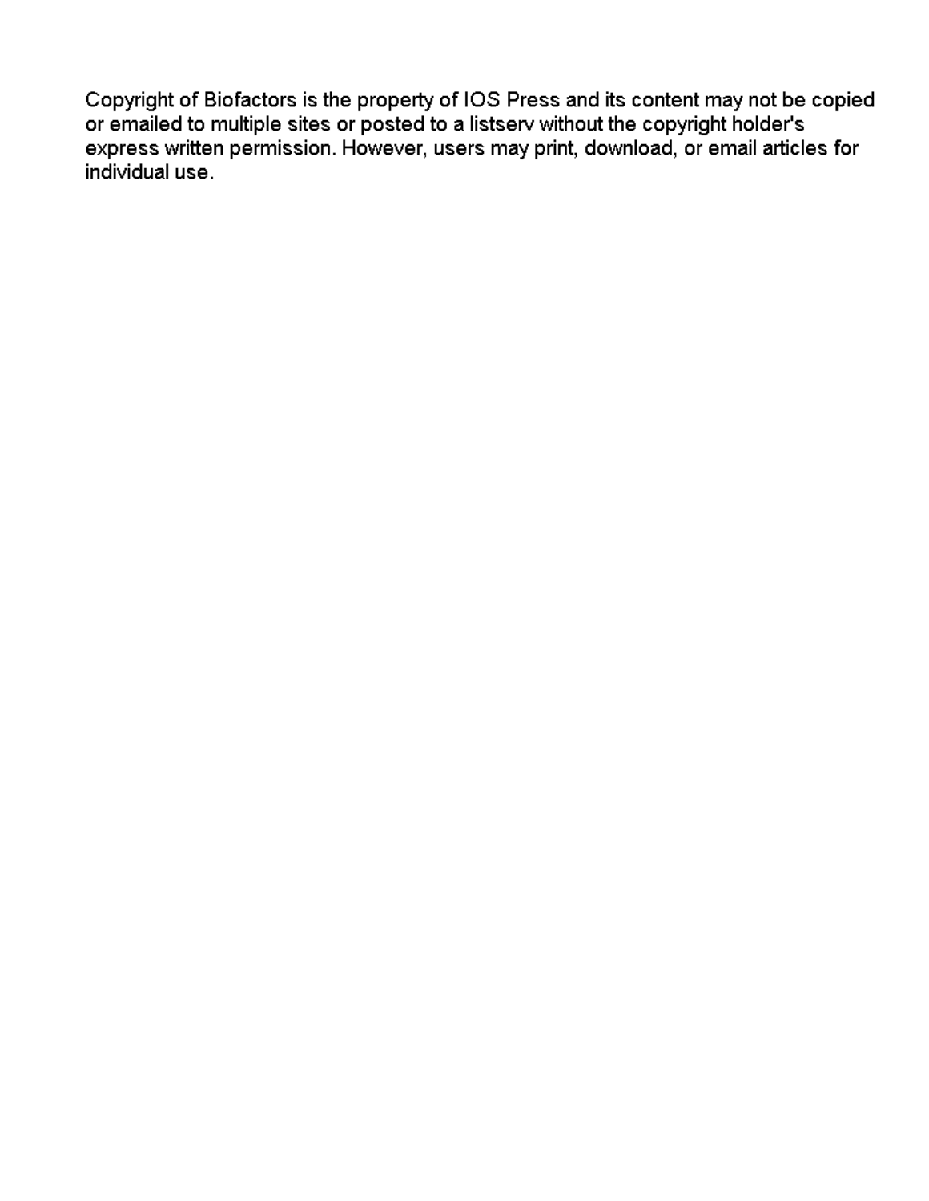Copyright of Biofactors is the property of IOS Press and its content may not be copied or emailed to multiple sites or posted to a listserv without the copyright holder's express written permission. However, users may print, download, or email articles for individual use.